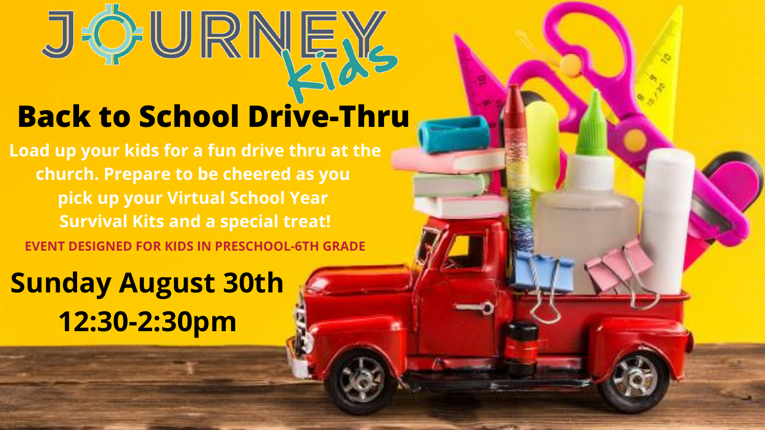# JOURNEY Kids

## Back to School Drive-Thru

**Load up your kids for a fun drive thru at the church. Prepare to be cheered as you pick up your Virtual School Year Survival Kits and a special treat!**

**EVENT DESIGNED FOR KIDS IN PRESCHOOL-6TH GRADE**

## Sunday August 30th
## 12:30-2:30pm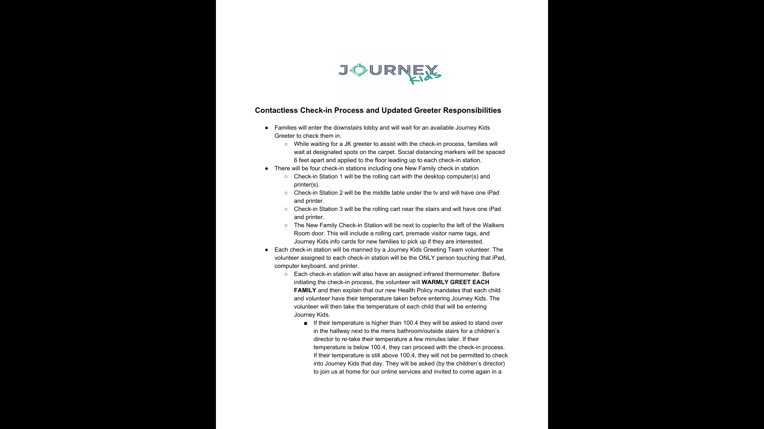## Contactless Check-in Process and Updated Greeter Responsibilities

- Families will enter the downstairs lobby and will wait for an available Journey Kids Greeter to check them in.
    - While waiting for a JK greeter to assist with the check-in process, families will wait at designated spots on the carpet. Social distancing markers will be spaced 6 feet apart and applied to the floor leading up to each check-in station.
- There will be four check-in stations including one New Family check in station
    - Check-in Station 1 will be the rolling cart with the desktop computer(s) and printer(s).
    - Check-in Station 2 will be the middle table under the tv and will have one iPad and printer.
    - Check-in Station 3 will be the rolling cart near the stairs and will have one iPad and printer.
    - The New Family Check-in Station will be next to copier/to the left of the Walkers Room door. This will include a rolling cart, premade visitor name tags, and Journey Kids info cards for new families to pick up if they are interested.
- Each check-in station will be manned by a Journey Kids Greeting Team volunteer. The volunteer assigned to each check-in station will be the ONLY person touching that iPad, computer keyboard, and printer.
    - Each check-in station will also have an assigned infrared thermometer. Before initiating the check-in process, the volunteer will **WARMLY GREET EACH FAMILY** and then explain that our new Health Policy mandates that each child and volunteer have their temperature taken before entering Journey Kids. The volunteer will then take the temperature of each child that will be entering Journey Kids.
        - If their temperature is higher than 100.4 they will be asked to stand over in the hallway next to the mens bathroom/outside stairs for a children's director to re-take their temperature a few minutes later. If their temperature is below 100.4, they can proceed with the check-in process. If their temperature is still above 100.4, they will not be permitted to check into Journey Kids that day. They will be asked (by the children's director) to join us at home for our online services and invited to come again in a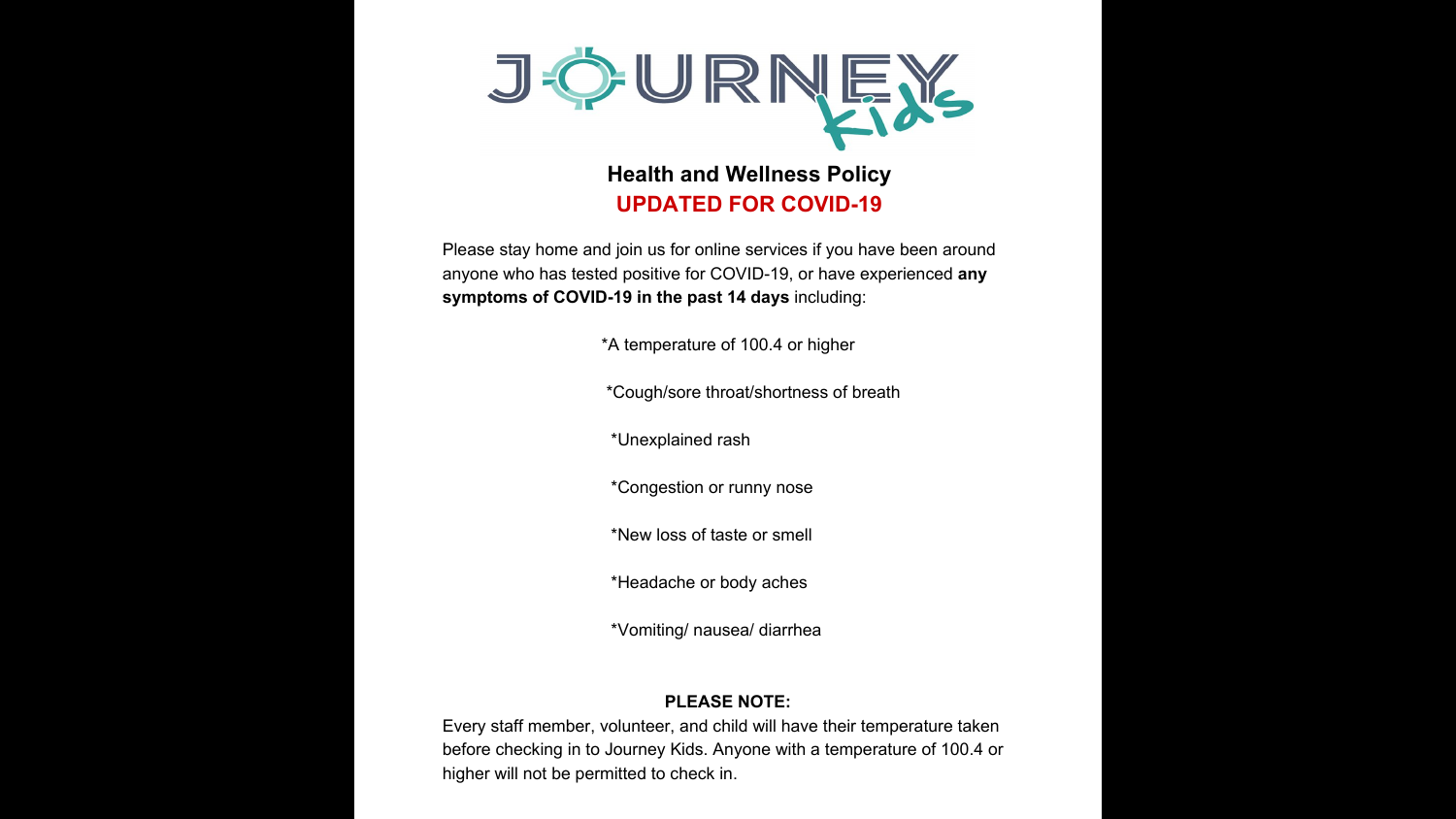# JOURNEY Kids

## Health and Wellness Policy

## UPDATED FOR COVID-19

Please stay home and join us for online services if you have been around anyone who has tested positive for COVID-19, or have experienced **any symptoms of COVID-19 in the past 14 days** including:

*A temperature of 100.4 or higher

*Cough/sore throat/shortness of breath

*Unexplained rash

*Congestion or runny nose

*New loss of taste or smell

*Headache or body aches

*Vomiting/ nausea/ diarrhea

**PLEASE NOTE:**

Every staff member, volunteer, and child will have their temperature taken before checking in to Journey Kids. Anyone with a temperature of 100.4 or higher will not be permitted to check in.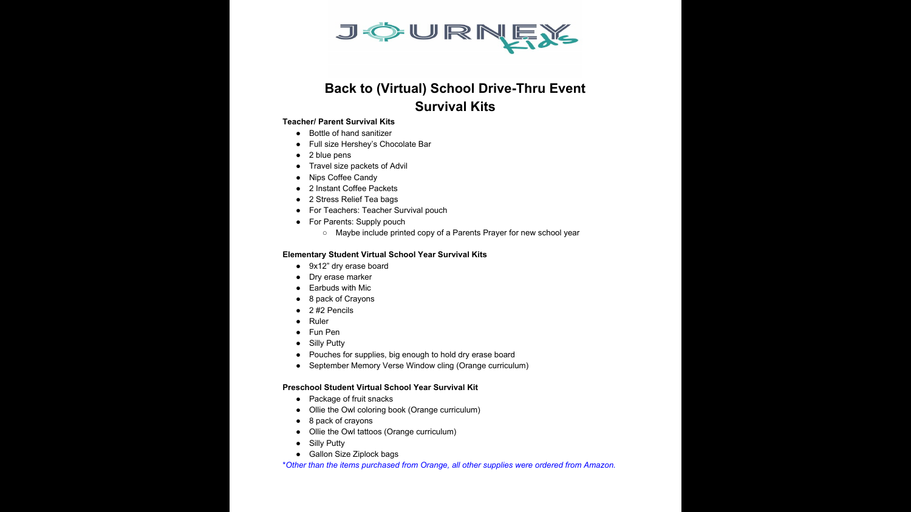# Back to (Virtual) School Drive-Thru Event
# Survival Kits

**Teacher/ Parent Survival Kits**

- Bottle of hand sanitizer
- Full size Hershey's Chocolate Bar
- 2 blue pens
- Travel size packets of Advil
- Nips Coffee Candy
- 2 Instant Coffee Packets
- 2 Stress Relief Tea bags
- For Teachers: Teacher Survival pouch
- For Parents: Supply pouch
  - Maybe include printed copy of a Parents Prayer for new school year

**Elementary Student Virtual School Year Survival Kits**

- 9x12" dry erase board
- Dry erase marker
- Earbuds with Mic
- 8 pack of Crayons
- 2 #2 Pencils
- Ruler
- Fun Pen
- Silly Putty
- Pouches for supplies, big enough to hold dry erase board
- September Memory Verse Window cling (Orange curriculum)

**Preschool Student Virtual School Year Survival Kit**

- Package of fruit snacks
- Ollie the Owl coloring book (Orange curriculum)
- 8 pack of crayons
- Ollie the Owl tattoos (Orange curriculum)
- Silly Putty
- Gallon Size Ziplock bags

*\*Other than the items purchased from Orange, all other supplies were ordered from Amazon.*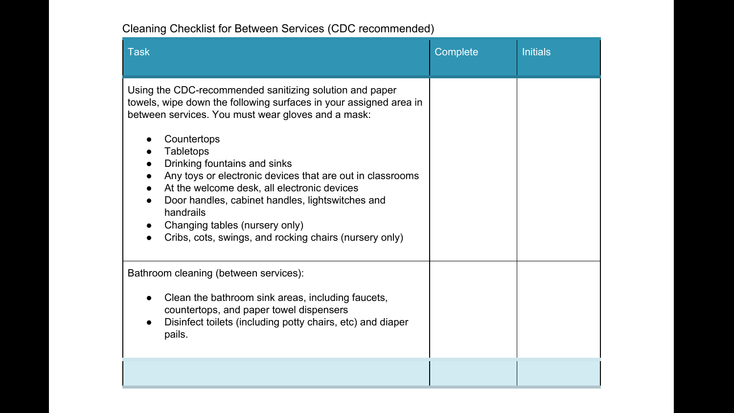Cleaning Checklist for Between Services (CDC recommended)

| Task | Complete | Initials |
|---|---|---|
| Using the CDC-recommended sanitizing solution and paper towels, wipe down the following surfaces in your assigned area in between services. You must wear gloves and a mask:<br><br>• Countertops<br>• Tabletops<br>• Drinking fountains and sinks<br>• Any toys or electronic devices that are out in classrooms<br>• At the welcome desk, all electronic devices<br>• Door handles, cabinet handles, lightswitches and handrails<br>• Changing tables (nursery only)<br>• Cribs, cots, swings, and rocking chairs (nursery only) | | |
| Bathroom cleaning (between services):<br><br>• Clean the bathroom sink areas, including faucets, countertops, and paper towel dispensers<br>• Disinfect toilets (including potty chairs, etc) and diaper pails. | | |
| | | |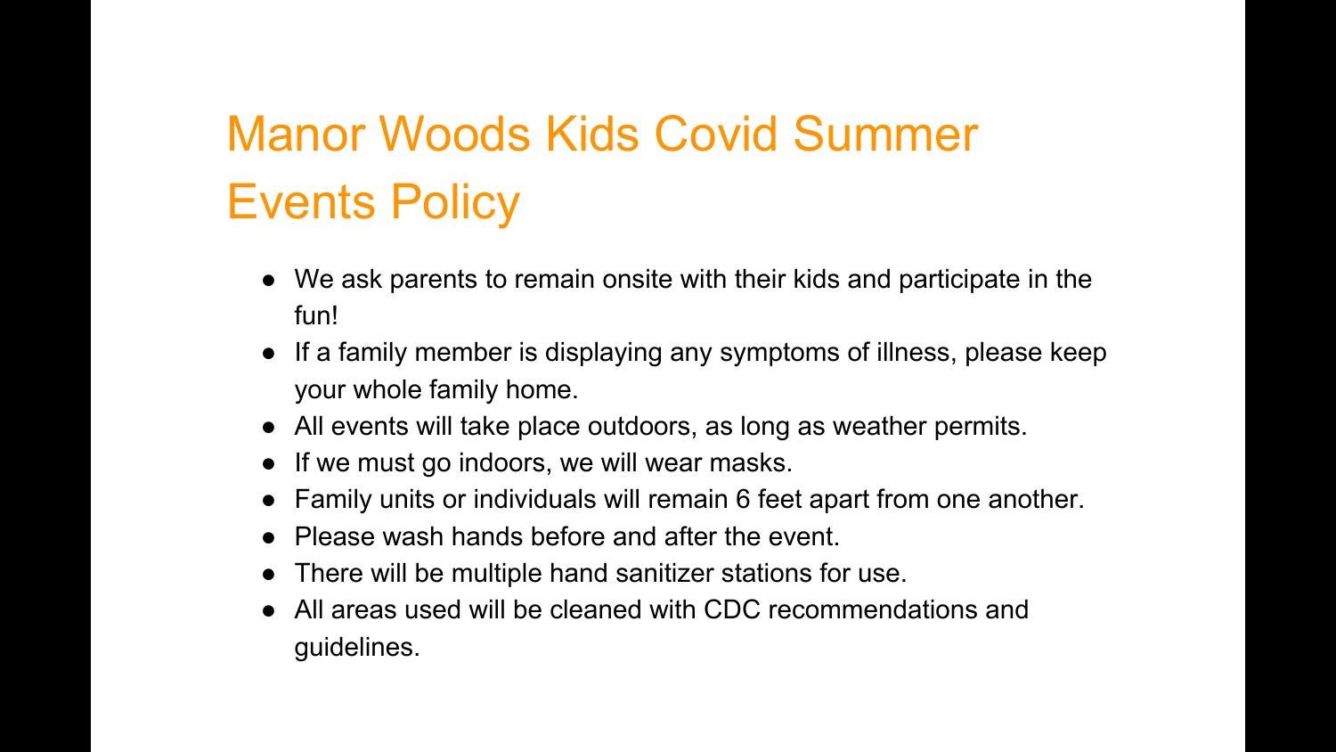# Manor Woods Kids Covid Summer Events Policy

- We ask parents to remain onsite with their kids and participate in the fun!
- If a family member is displaying any symptoms of illness, please keep your whole family home.
- All events will take place outdoors, as long as weather permits.
- If we must go indoors, we will wear masks.
- Family units or individuals will remain 6 feet apart from one another.
- Please wash hands before and after the event.
- There will be multiple hand sanitizer stations for use.
- All areas used will be cleaned with CDC recommendations and guidelines.